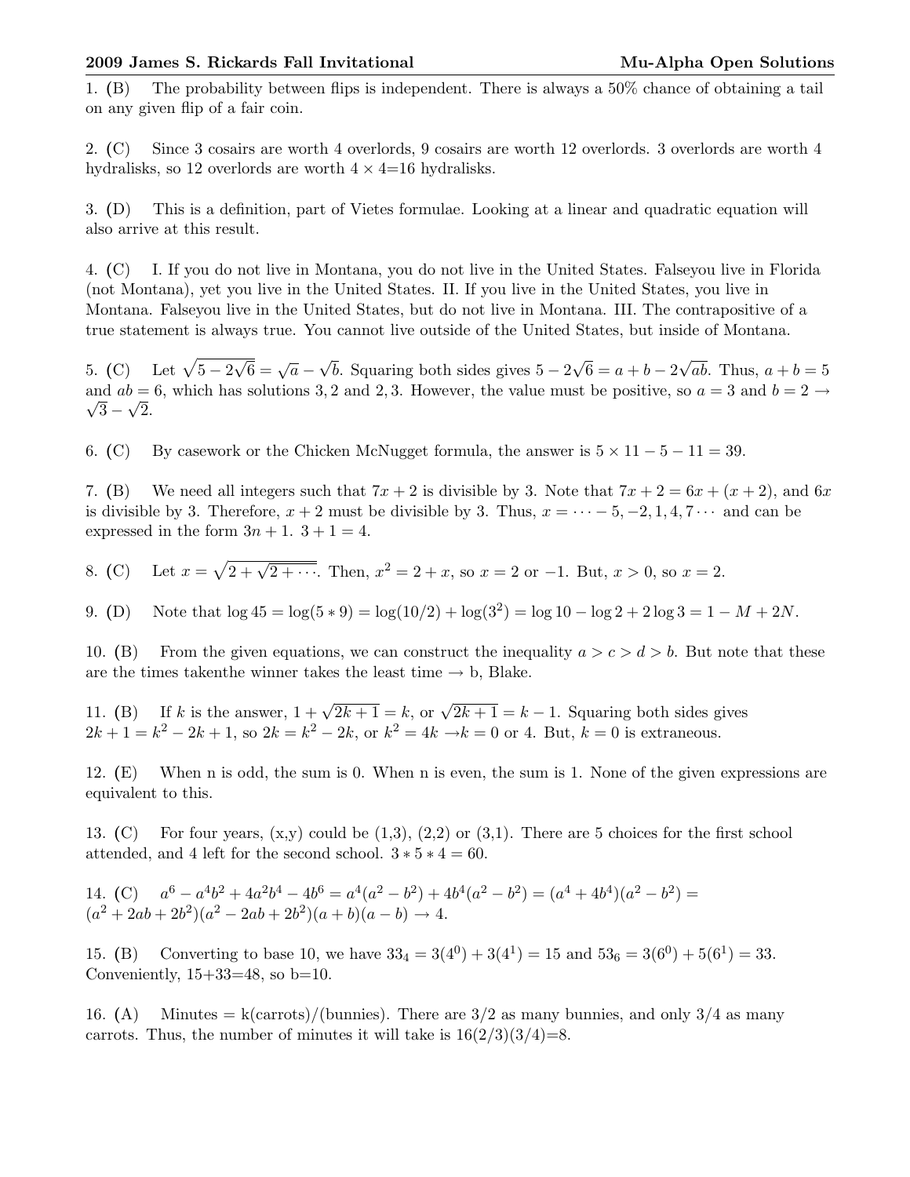**2009 James S. Rickards Fall Invitational** **Mu-Alpha Open Solutions**

1. **(B)** The probability between flips is independent. There is always a 50% chance of obtaining a tail on any given flip of a fair coin.

2. **(C)** Since 3 cosairs are worth 4 overlords, 9 cosairs are worth 12 overlords. 3 overlords are worth 4 hydralisks, so 12 overlords are worth $4 \times 4$=16 hydralisks.

3. **(D)** This is a definition, part of Vietes formulae. Looking at a linear and quadratic equation will also arrive at this result.

4. **(C)** I. If you do not live in Montana, you do not live in the United States. Falseyou live in Florida (not Montana), yet you live in the United States. II. If you live in the United States, you live in Montana. Falseyou live in the United States, but do not live in Montana. III. The contrapositive of a true statement is always true. You cannot live outside of the United States, but inside of Montana.

5. **(C)** Let $\sqrt{5-2\sqrt{6}} = \sqrt{a} - \sqrt{b}$. Squaring both sides gives $5 - 2\sqrt{6} = a + b - 2\sqrt{ab}$. Thus, $a + b = 5$ and $ab = 6$, which has solutions $3, 2$ and $2, 3$. However, the value must be positive, so $a = 3$ and $b = 2 \rightarrow \sqrt{3} - \sqrt{2}$.

6. **(C)** By casework or the Chicken McNugget formula, the answer is $5 \times 11 - 5 - 11 = 39$.

7. **(B)** We need all integers such that $7x + 2$ is divisible by 3. Note that $7x + 2 = 6x + (x + 2)$, and $6x$ is divisible by 3. Therefore, $x + 2$ must be divisible by 3. Thus, $x = \cdots - 5, -2, 1, 4, 7 \cdots$ and can be expressed in the form $3n + 1$. $3 + 1 = 4$.

8. **(C)** Let $x = \sqrt{2 + \sqrt{2 + \cdots}}$. Then, $x^2 = 2 + x$, so $x = 2$ or $-1$. But, $x > 0$, so $x = 2$.

9. **(D)** Note that $\log 45 = \log(5 * 9) = \log(10/2) + \log(3^2) = \log 10 - \log 2 + 2\log 3 = 1 - M + 2N$.

10. **(B)** From the given equations, we can construct the inequality $a > c > d > b$. But note that these are the times takenthe winner takes the least time $\rightarrow$ b, Blake.

11. **(B)** If $k$ is the answer, $1 + \sqrt{2k+1} = k$, or $\sqrt{2k+1} = k - 1$. Squaring both sides gives $2k + 1 = k^2 - 2k + 1$, so $2k = k^2 - 2k$, or $k^2 = 4k \rightarrow k = 0$ or 4. But, $k = 0$ is extraneous.

12. **(E)** When n is odd, the sum is 0. When n is even, the sum is 1. None of the given expressions are equivalent to this.

13. **(C)** For four years, (x,y) could be (1,3), (2,2) or (3,1). There are 5 choices for the first school attended, and 4 left for the second school. $3 * 5 * 4 = 60$.

14. **(C)** $a^6 - a^4b^2 + 4a^2b^4 - 4b^6 = a^4(a^2 - b^2) + 4b^4(a^2 - b^2) = (a^4 + 4b^4)(a^2 - b^2) = (a^2 + 2ab + 2b^2)(a^2 - 2ab + 2b^2)(a + b)(a - b) \rightarrow 4$.

15. **(B)** Converting to base 10, we have $33_4 = 3(4^0) + 3(4^1) = 15$ and $53_6 = 3(6^0) + 5(6^1) = 33$. Conveniently, 15+33=48, so b=10.

16. **(A)** Minutes = k(carrots)/(bunnies). There are 3/2 as many bunnies, and only 3/4 as many carrots. Thus, the number of minutes it will take is 16(2/3)(3/4)=8.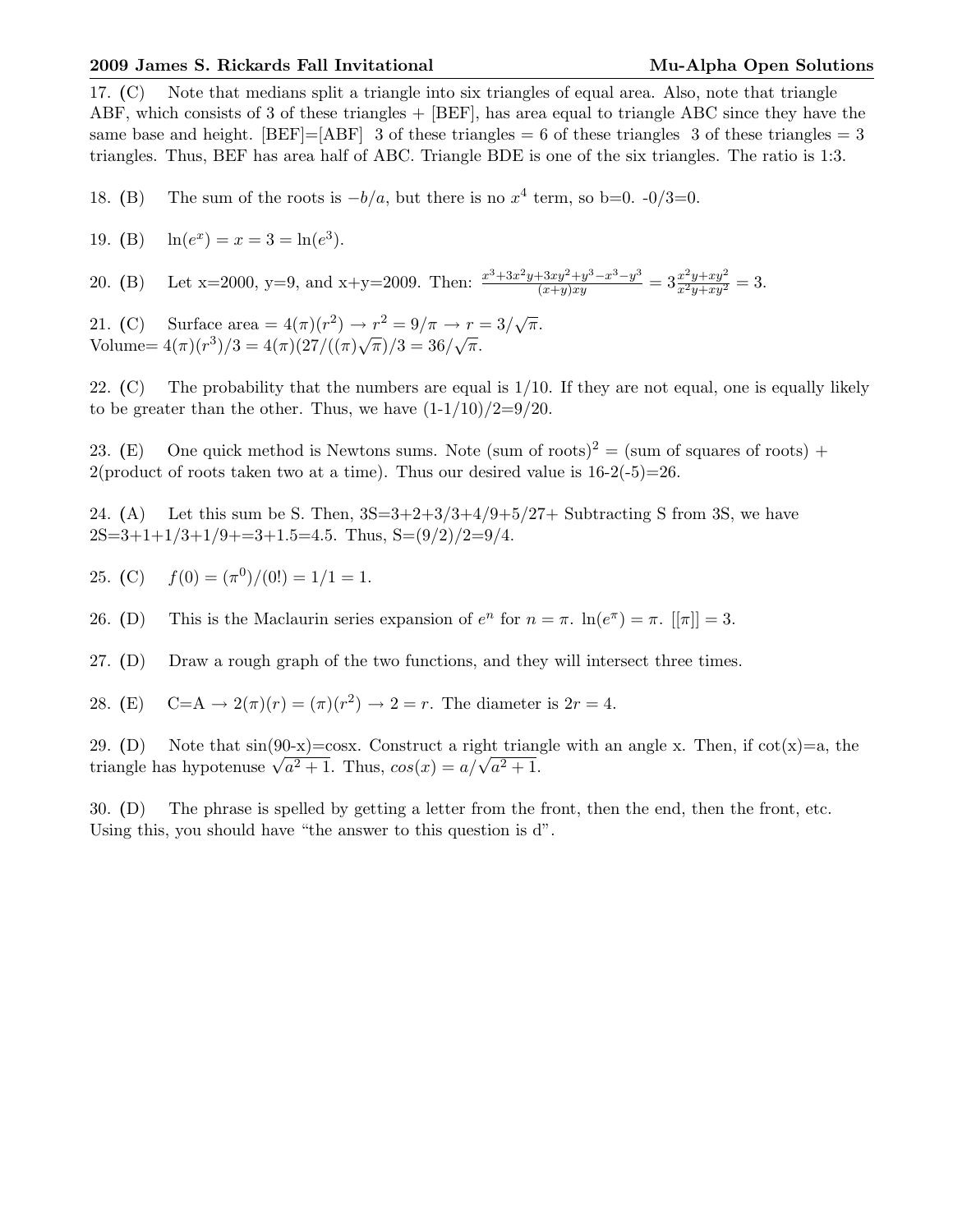17. (C) Note that medians split a triangle into six triangles of equal area. Also, note that triangle ABF, which consists of 3 of these triangles + [BEF], has area equal to triangle ABC since they have the same base and height. [BEF]=[ABF] 3 of these triangles = 6 of these triangles 3 of these triangles = 3 triangles. Thus, BEF has area half of ABC. Triangle BDE is one of the six triangles. The ratio is 1:3.

18. (B) The sum of the roots is $-b/a$, but there is no $x^4$ term, so b=0. -0/3=0.

19. (B) $\ln(e^x) = x = 3 = \ln(e^3)$.

20. (B) Let x=2000, y=9, and x+y=2009. Then: $\frac{x^3+3x^2y+3xy^2+y^3-x^3-y^3}{(x+y)xy} = 3\frac{x^2y+xy^2}{x^2y+xy^2} = 3$.

21. (C) Surface area $= 4(\pi)(r^2) \rightarrow r^2 = 9/\pi \rightarrow r = 3/\sqrt{\pi}$.
Volume$= 4(\pi)(r^3)/3 = 4(\pi)(27/((\pi)\sqrt{\pi})/3 = 36/\sqrt{\pi}$.

22. (C) The probability that the numbers are equal is 1/10. If they are not equal, one is equally likely to be greater than the other. Thus, we have (1-1/10)/2=9/20.

23. (E) One quick method is Newtons sums. Note (sum of roots)$^2$ = (sum of squares of roots) + 2(product of roots taken two at a time). Thus our desired value is 16-2(-5)=26.

24. (A) Let this sum be S. Then, 3S=3+2+3/3+4/9+5/27+ Subtracting S from 3S, we have 2S=3+1+1/3+1/9+=3+1.5=4.5. Thus, S=(9/2)/2=9/4.

25. (C) $f(0) = (\pi^0)/(0!) = 1/1 = 1$.

26. (D) This is the Maclaurin series expansion of $e^n$ for $n = \pi$. $\ln(e^\pi) = \pi$. $[[\pi]] = 3$.

27. (D) Draw a rough graph of the two functions, and they will intersect three times.

28. (E) C=A $\rightarrow 2(\pi)(r) = (\pi)(r^2) \rightarrow 2 = r$. The diameter is $2r = 4$.

29. (D) Note that sin(90-x)=cosx. Construct a right triangle with an angle x. Then, if cot(x)=a, the triangle has hypotenuse $\sqrt{a^2+1}$. Thus, $cos(x) = a/\sqrt{a^2+1}$.

30. (D) The phrase is spelled by getting a letter from the front, then the end, then the front, etc. Using this, you should have "the answer to this question is d".